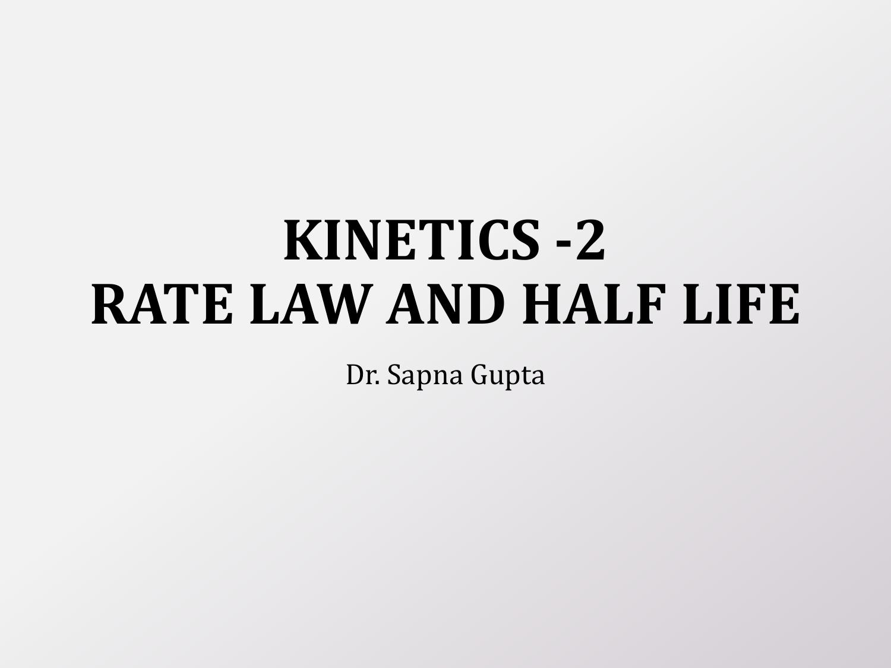# KINETICS -2
# RATE LAW AND HALF LIFE

Dr. Sapna Gupta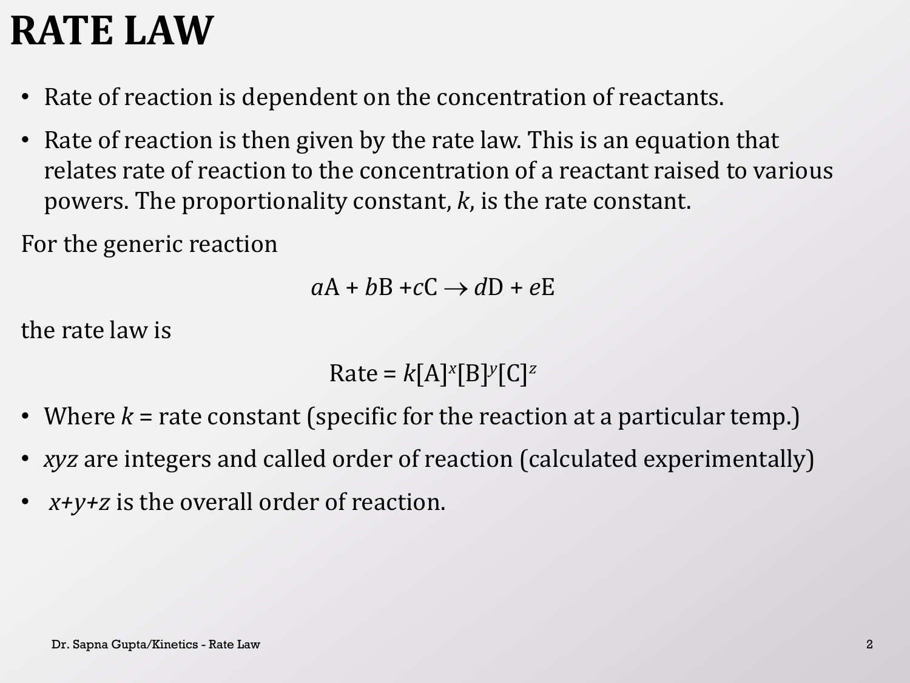# RATE LAW

- Rate of reaction is dependent on the concentration of reactants.
- Rate of reaction is then given by the rate law. This is an equation that relates rate of reaction to the concentration of a reactant raised to various powers. The proportionality constant, $k$, is the rate constant.

For the generic reaction

$$aA + bB + cC \rightarrow dD + eE$$

the rate law is

$$\text{Rate} = k[A]^x[B]^y[C]^z$$

- Where $k$ = rate constant (specific for the reaction at a particular temp.)
- $xyz$ are integers and called order of reaction (calculated experimentally)
- $x+y+z$ is the overall order of reaction.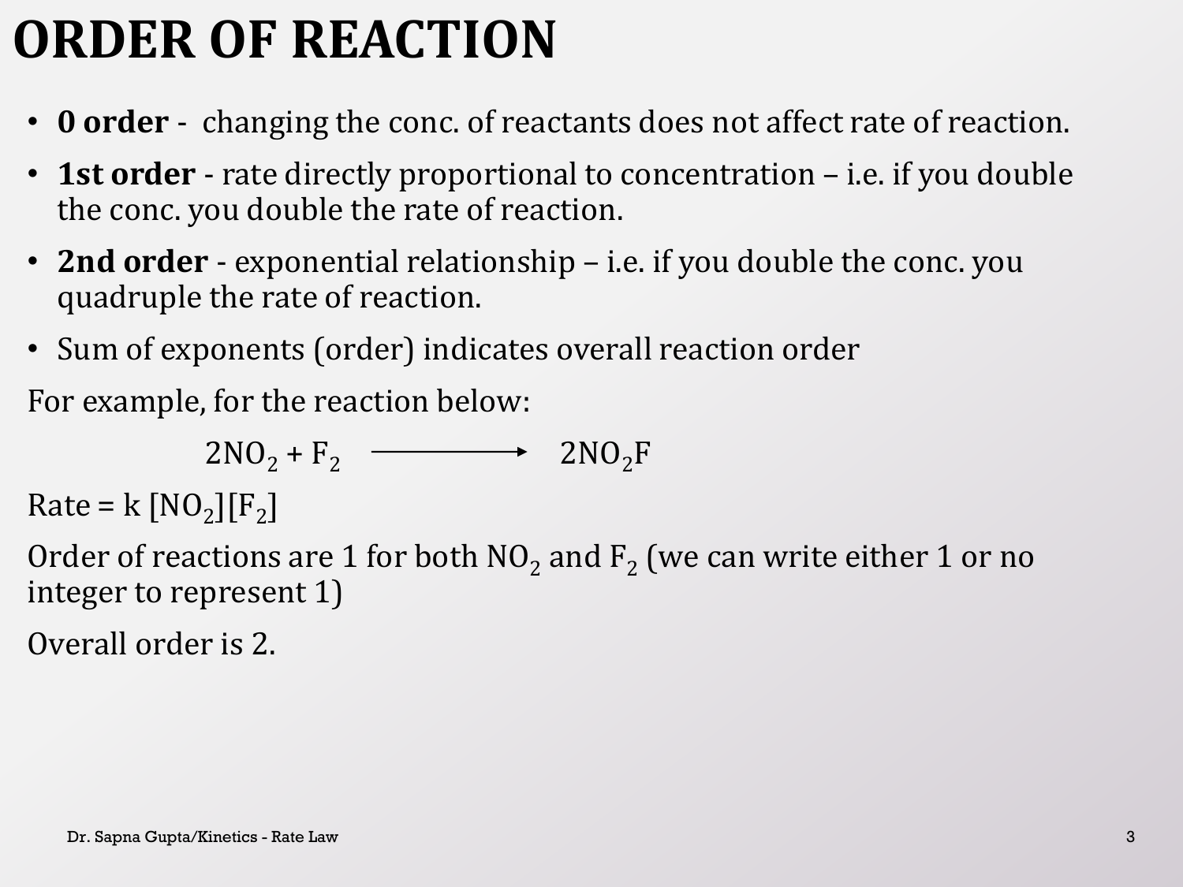# ORDER OF REACTION

- **0 order** - changing the conc. of reactants does not affect rate of reaction.
- **1st order** - rate directly proportional to concentration – i.e. if you double the conc. you double the rate of reaction.
- **2nd order** - exponential relationship – i.e. if you double the conc. you quadruple the rate of reaction.
- Sum of exponents (order) indicates overall reaction order

For example, for the reaction below:

$$2NO_2 + F_2 \longrightarrow 2NO_2F$$

Rate = k $[NO_2][F_2]$

Order of reactions are 1 for both $NO_2$ and $F_2$ (we can write either 1 or no integer to represent 1)

Overall order is 2.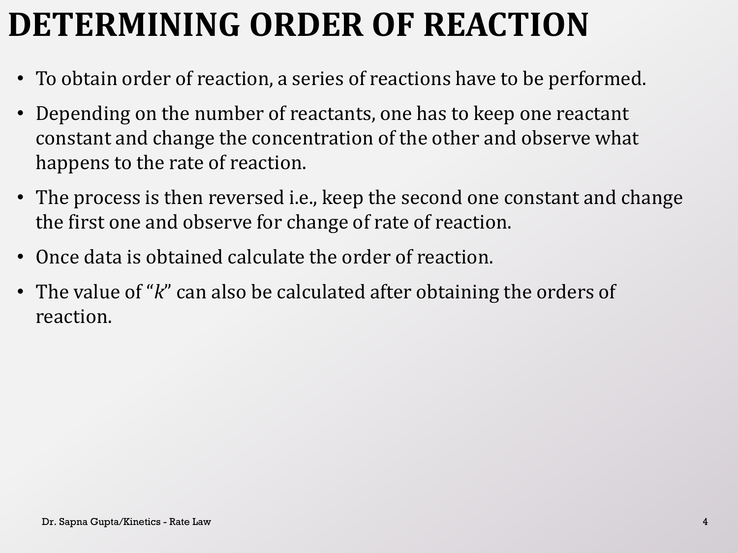# DETERMINING ORDER OF REACTION

- To obtain order of reaction, a series of reactions have to be performed.
- Depending on the number of reactants, one has to keep one reactant constant and change the concentration of the other and observe what happens to the rate of reaction.
- The process is then reversed i.e., keep the second one constant and change the first one and observe for change of rate of reaction.
- Once data is obtained calculate the order of reaction.
- The value of "$k$" can also be calculated after obtaining the orders of reaction.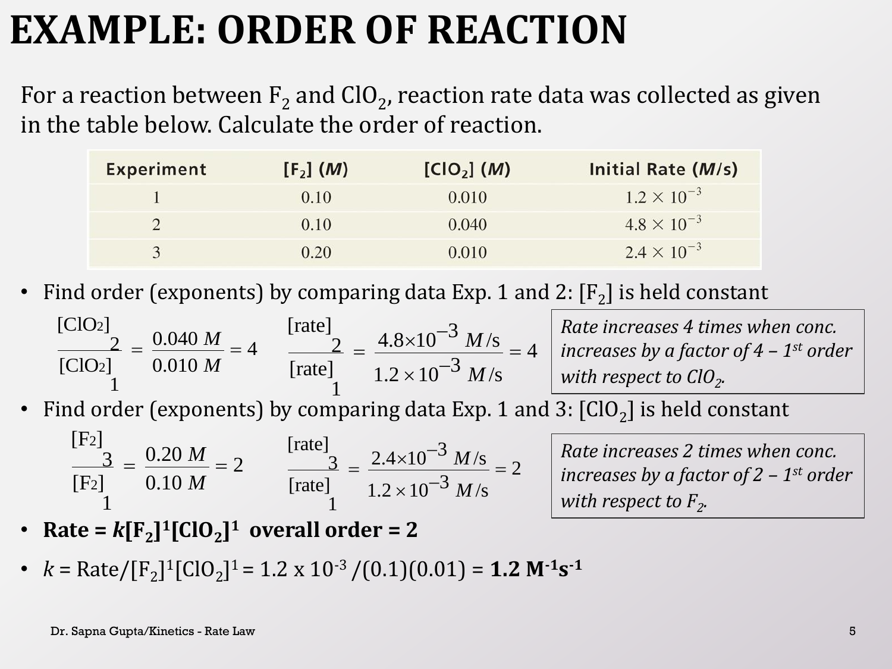# EXAMPLE: ORDER OF REACTION

For a reaction between $F_2$ and $ClO_2$, reaction rate data was collected as given in the table below. Calculate the order of reaction.

| Experiment | $[F_2]$ ($M$) | $[ClO_2]$ ($M$) | Initial Rate ($M$/s) |
|---|---|---|---|
| 1 | 0.10 | 0.010 | $1.2 \times 10^{-3}$ |
| 2 | 0.10 | 0.040 | $4.8 \times 10^{-3}$ |
| 3 | 0.20 | 0.010 | $2.4 \times 10^{-3}$ |

- Find order (exponents) by comparing data Exp. 1 and 2: $[F_2]$ is held constant

$$\frac{[ClO_2]_2}{[ClO_2]_1} = \frac{0.040\ M}{0.010\ M} = 4 \qquad \frac{[\text{rate}]_2}{[\text{rate}]_1} = \frac{4.8\times10^{-3}\ M/\text{s}}{1.2\times10^{-3}\ M/\text{s}} = 4$$

*Rate increases 4 times when conc. increases by a factor of 4 – 1st order with respect to $ClO_2$.*

- Find order (exponents) by comparing data Exp. 1 and 3: $[ClO_2]$ is held constant

$$\frac{[F_2]_3}{[F_2]_1} = \frac{0.20\ M}{0.10\ M} = 2 \qquad \frac{[\text{rate}]_3}{[\text{rate}]_1} = \frac{2.4\times10^{-3}\ M/\text{s}}{1.2\times10^{-3}\ M/\text{s}} = 2$$

*Rate increases 2 times when conc. increases by a factor of 2 – 1st order with respect to $F_2$.*

- **Rate = $k[F_2]^1[ClO_2]^1$ overall order = 2**
- $k$ = Rate/$[F_2]^1[ClO_2]^1$ = $1.2 \times 10^{-3}$ /(0.1)(0.01) = **1.2 $M^{-1}s^{-1}$**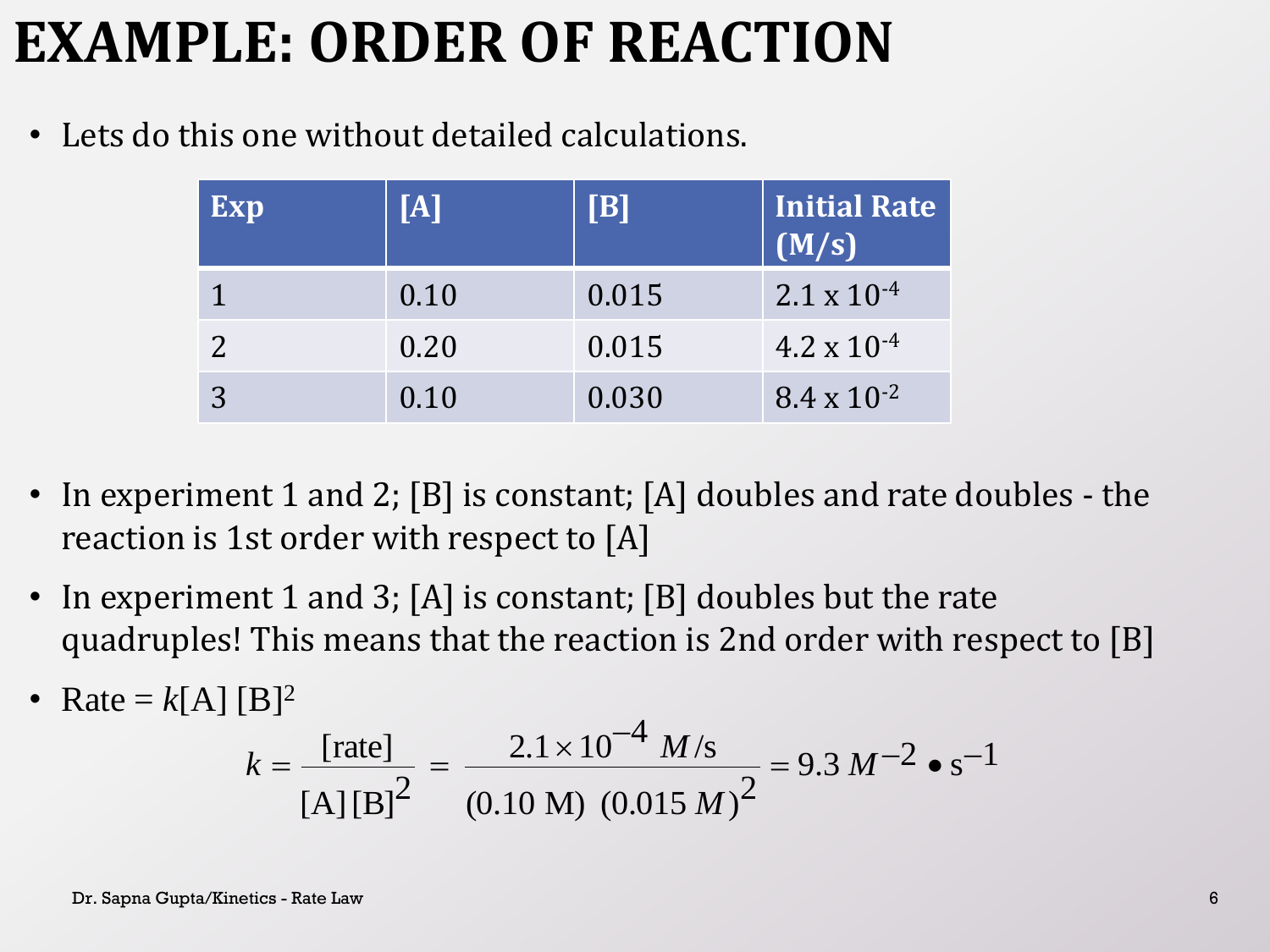# EXAMPLE: ORDER OF REACTION

- Lets do this one without detailed calculations.

| Exp | [A] | [B] | Initial Rate (M/s) |
|---|---|---|---|
| 1 | 0.10 | 0.015 | $2.1 \times 10^{-4}$ |
| 2 | 0.20 | 0.015 | $4.2 \times 10^{-4}$ |
| 3 | 0.10 | 0.030 | $8.4 \times 10^{-2}$ |

- In experiment 1 and 2; [B] is constant; [A] doubles and rate doubles - the reaction is 1st order with respect to [A]
- In experiment 1 and 3; [A] is constant; [B] doubles but the rate quadruples! This means that the reaction is 2nd order with respect to [B]
- Rate = $k$[A] $[B]^2$

$$k = \frac{[\text{rate}]}{[\text{A}][\text{B}]^2} = \frac{2.1 \times 10^{-4}\ M/\text{s}}{(0.10\ \text{M})\ (0.015\ M)^2} = 9.3\ M^{-2} \bullet \text{s}^{-1}$$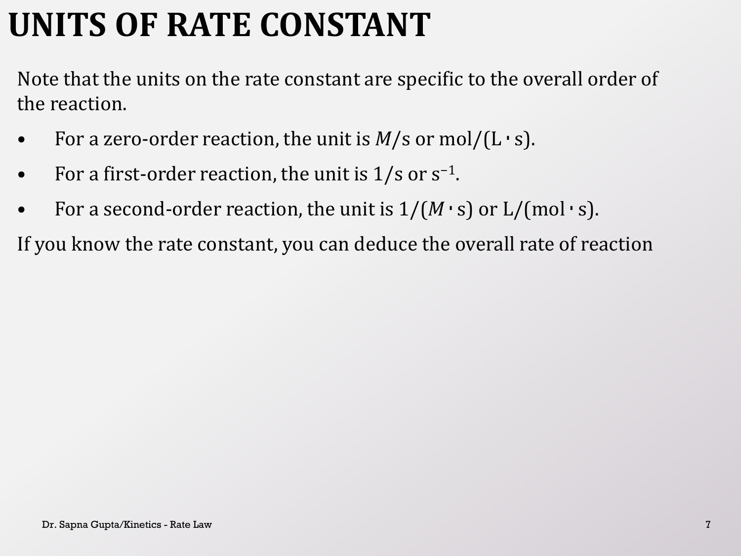# UNITS OF RATE CONSTANT

Note that the units on the rate constant are specific to the overall order of the reaction.

- For a zero-order reaction, the unit is $M$/s or mol/(L · s).
- For a first-order reaction, the unit is 1/s or $s^{-1}$.
- For a second-order reaction, the unit is 1/($M$ · s) or L/(mol · s).

If you know the rate constant, you can deduce the overall rate of reaction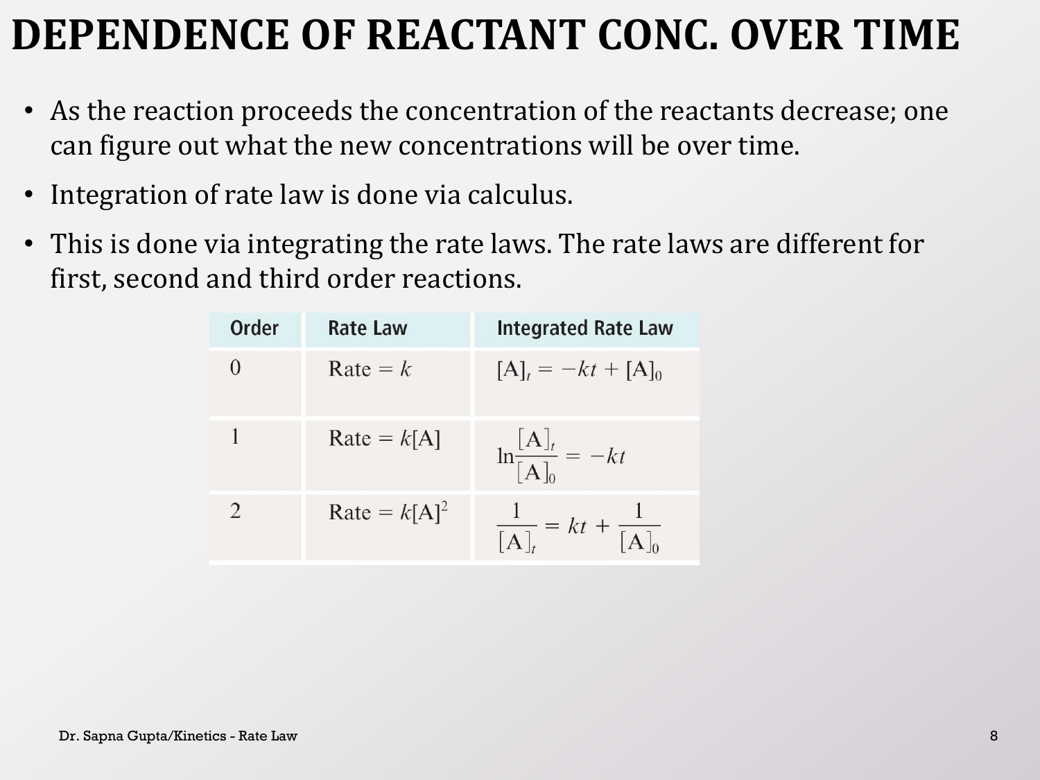# DEPENDENCE OF REACTANT CONC. OVER TIME

- As the reaction proceeds the concentration of the reactants decrease; one can figure out what the new concentrations will be over time.
- Integration of rate law is done via calculus.
- This is done via integrating the rate laws. The rate laws are different for first, second and third order reactions.

| Order | Rate Law | Integrated Rate Law |
|---|---|---|
| 0 | Rate $= k$ | $[A]_t = -kt + [A]_0$ |
| 1 | Rate $= k[A]$ | $\ln\frac{[A]_t}{[A]_0} = -kt$ |
| 2 | Rate $= k[A]^2$ | $\frac{1}{[A]_t} = kt + \frac{1}{[A]_0}$ |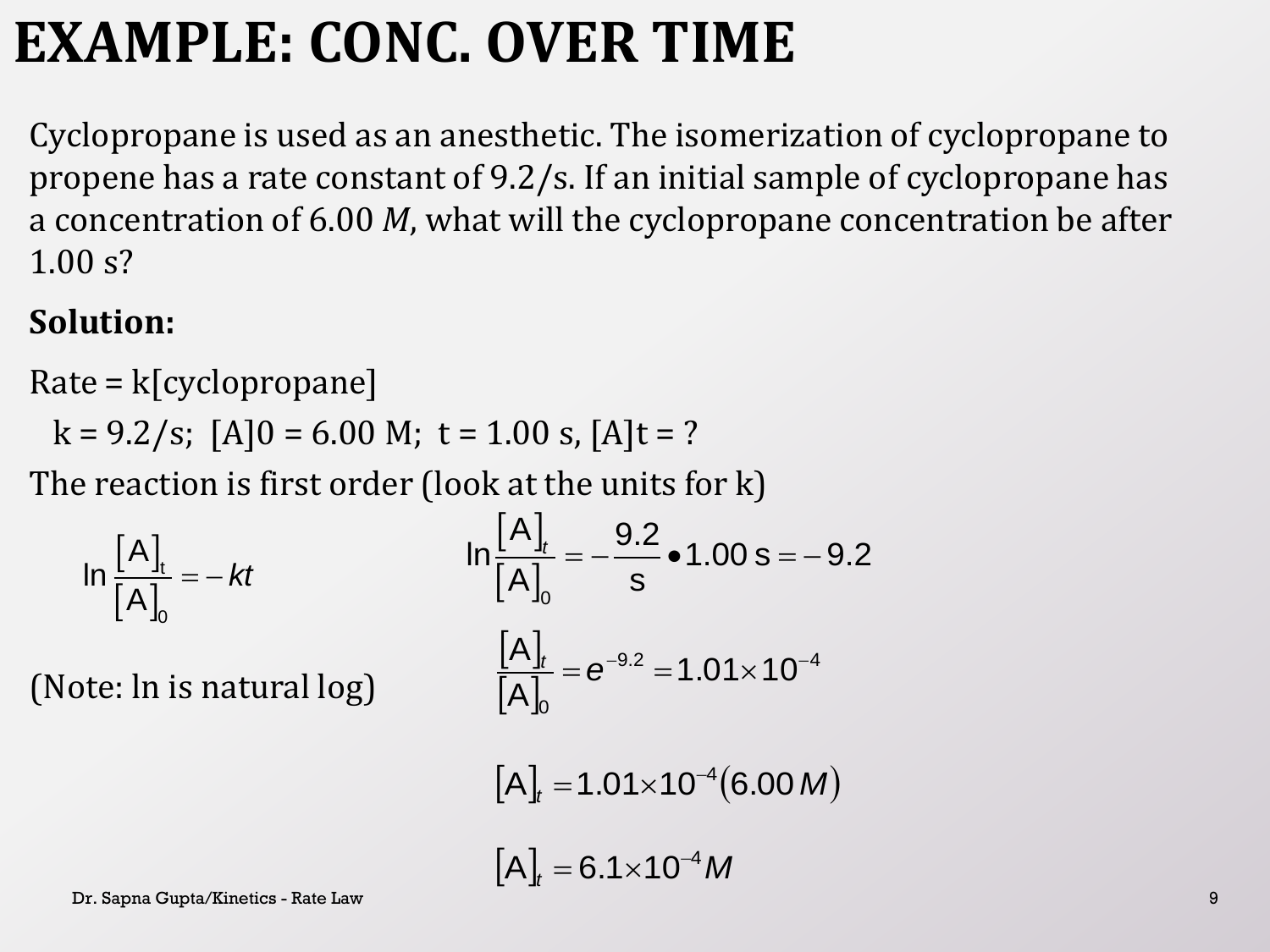# EXAMPLE: CONC. OVER TIME

Cyclopropane is used as an anesthetic. The isomerization of cyclopropane to propene has a rate constant of 9.2/s. If an initial sample of cyclopropane has a concentration of 6.00 *M*, what will the cyclopropane concentration be after 1.00 s?

**Solution:**

Rate = k[cyclopropane]

k = 9.2/s; [A]0 = 6.00 M; t = 1.00 s, [A]t = ?

The reaction is first order (look at the units for k)

$$\ln\frac{[A]_t}{[A]_0} = -kt$$

(Note: ln is natural log)

$$\ln\frac{[A]_t}{[A]_0} = -\frac{9.2}{s} \bullet 1.00\text{ s} = -9.2$$

$$\frac{[A]_t}{[A]_0} = e^{-9.2} = 1.01\times 10^{-4}$$

$$[A]_t = 1.01\times 10^{-4}(6.00\,M)$$

$$[A]_t = 6.1\times 10^{-4}\,M$$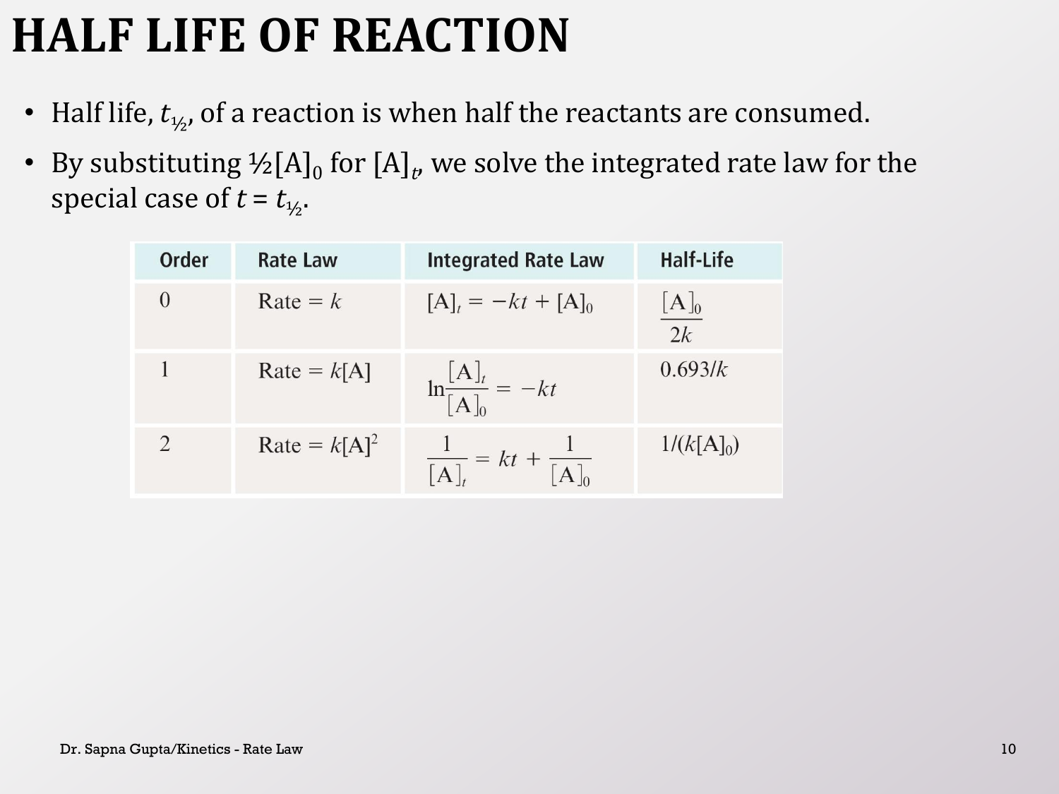# HALF LIFE OF REACTION

- Half life, $t_{½}$, of a reaction is when half the reactants are consumed.
- By substituting ½$[A]_0$ for $[A]_t$, we solve the integrated rate law for the special case of $t = t_{½}$.

| Order | Rate Law | Integrated Rate Law | Half-Life |
|---|---|---|---|
| 0 | Rate = $k$ | $[A]_t = -kt + [A]_0$ | $\frac{[A]_0}{2k}$ |
| 1 | Rate = $k[A]$ | $\ln\frac{[A]_t}{[A]_0} = -kt$ | $0.693/k$ |
| 2 | Rate = $k[A]^2$ | $\frac{1}{[A]_t} = kt + \frac{1}{[A]_0}$ | $1/(k[A]_0)$ |

Dr. Sapna Gupta/Kinetics - Rate Law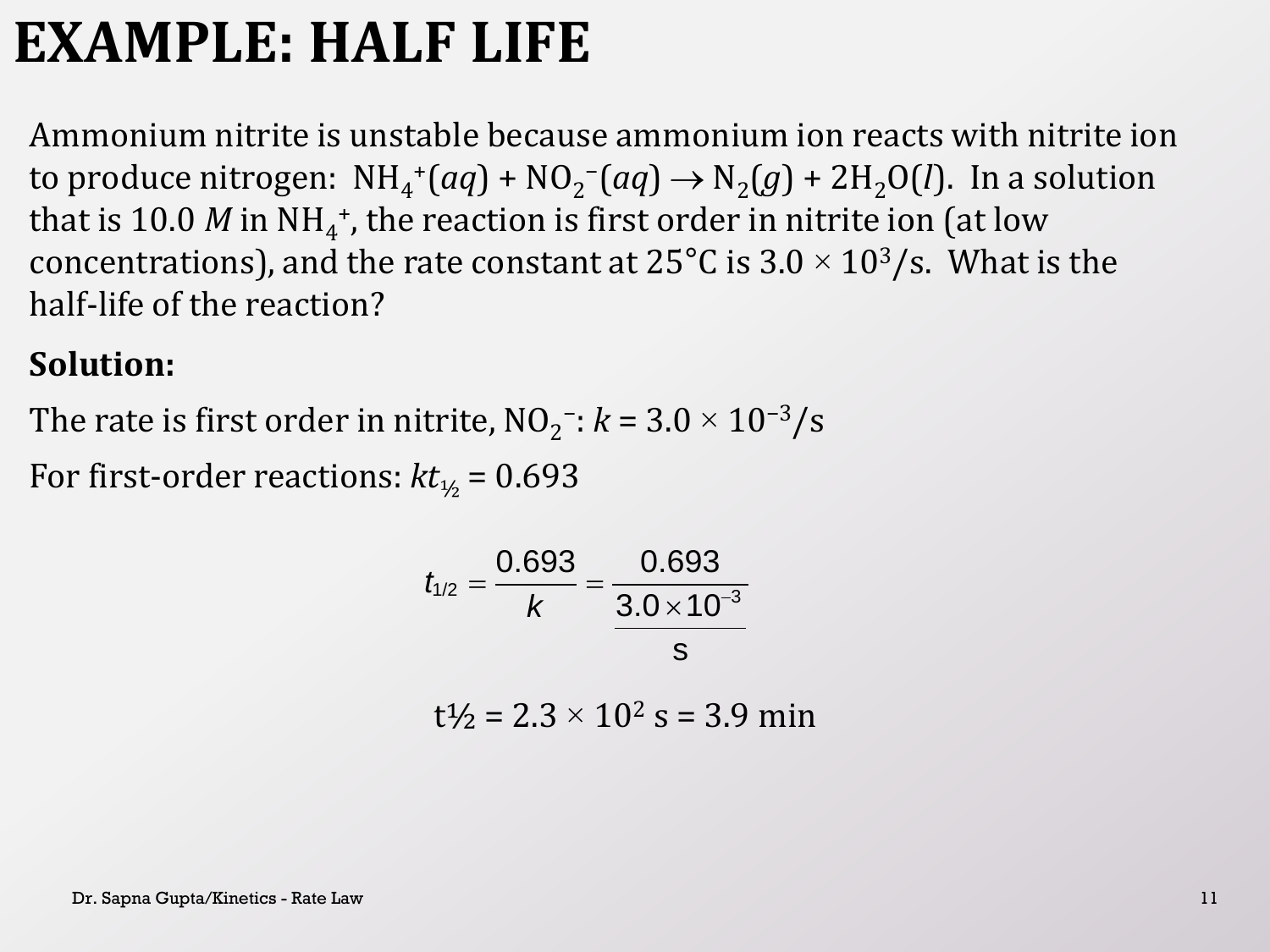# EXAMPLE: HALF LIFE

Ammonium nitrite is unstable because ammonium ion reacts with nitrite ion to produce nitrogen: $NH_4^+(aq) + NO_2^-(aq) \rightarrow N_2(g) + 2H_2O(l)$. In a solution that is 10.0 *M* in $NH_4^+$, the reaction is first order in nitrite ion (at low concentrations), and the rate constant at 25°C is $3.0 \times 10^3$/s. What is the half-life of the reaction?

**Solution:**

The rate is first order in nitrite, $NO_2^-$: $k = 3.0 \times 10^{-3}$/s

For first-order reactions: $kt_{½} = 0.693$

$$t_{1/2} = \frac{0.693}{k} = \frac{0.693}{\frac{3.0 \times 10^{-3}}{\text{s}}}$$

$$t_{½} = 2.3 \times 10^2 \text{ s} = 3.9 \text{ min}$$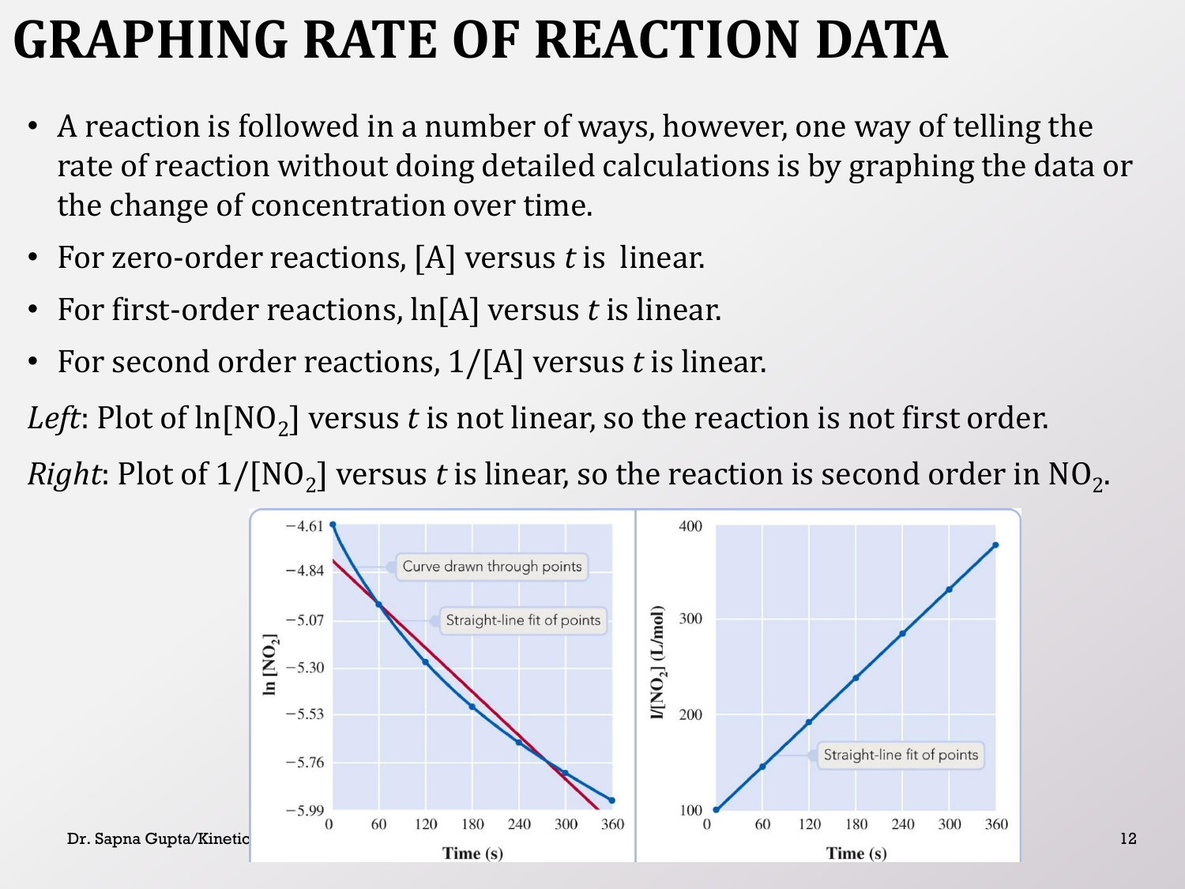# GRAPHING RATE OF REACTION DATA

- A reaction is followed in a number of ways, however, one way of telling the rate of reaction without doing detailed calculations is by graphing the data or the change of concentration over time.
- For zero-order reactions, [A] versus *t* is linear.
- For first-order reactions, ln[A] versus *t* is linear.
- For second order reactions, 1/[A] versus *t* is linear.

*Left*: Plot of ln[$NO_2$] versus *t* is not linear, so the reaction is not first order.

*Right*: Plot of 1/[$NO_2$] versus *t* is linear, so the reaction is second order in $NO_2$.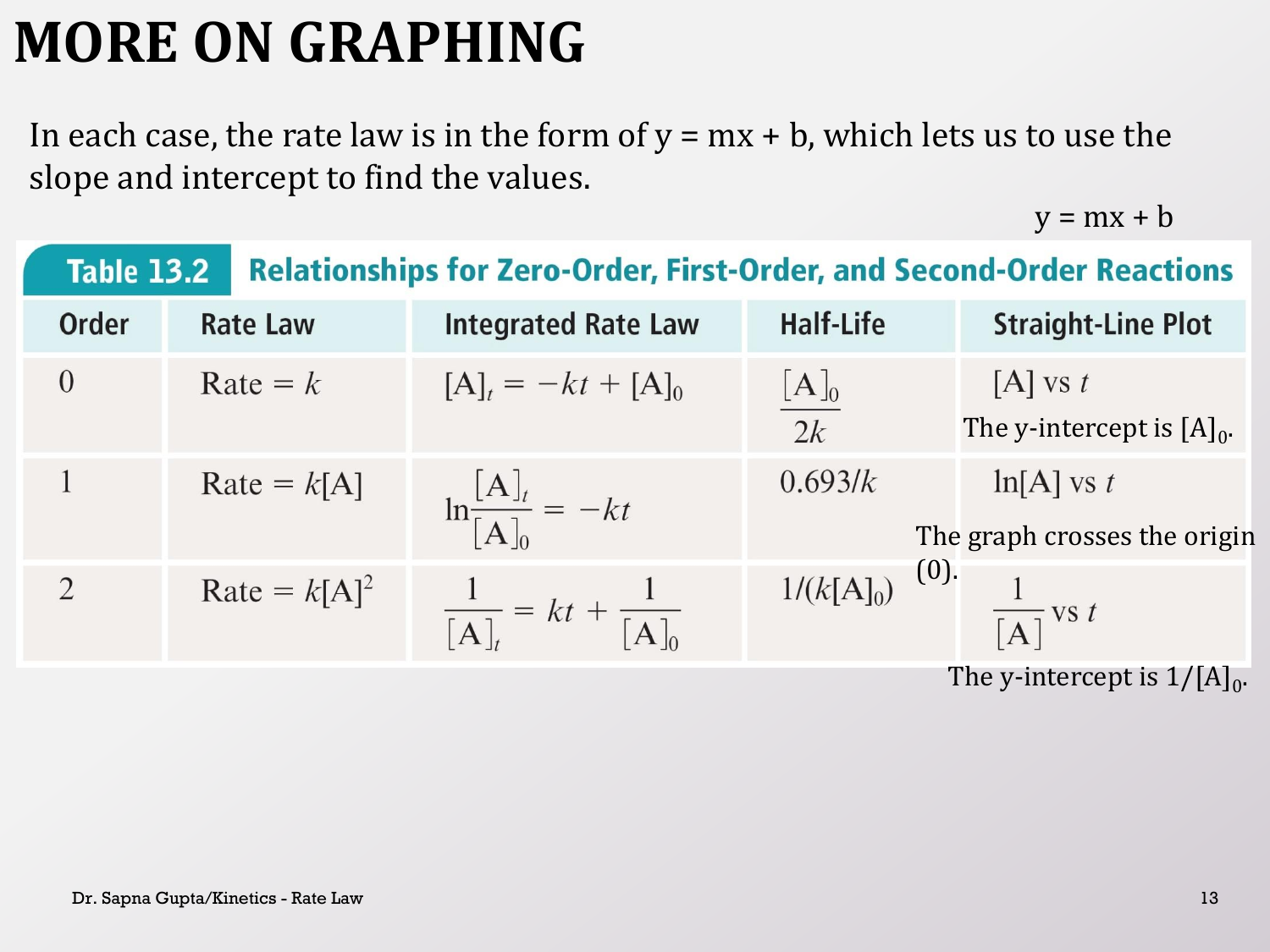# MORE ON GRAPHING

In each case, the rate law is in the form of y = mx + b, which lets us to use the slope and intercept to find the values.

y = mx + b

**Table 13.2 Relationships for Zero-Order, First-Order, and Second-Order Reactions**

| Order | Rate Law | Integrated Rate Law | Half-Life | Straight-Line Plot |
|---|---|---|---|---|
| 0 | Rate $= k$ | $[A]_t = -kt + [A]_0$ | $\frac{[A]_0}{2k}$ | $[A]$ vs $t$ <br> The y-intercept is $[A]_0$. |
| 1 | Rate $= k[A]$ | $\ln\frac{[A]_t}{[A]_0} = -kt$ | $0.693/k$ | $\ln[A]$ vs $t$ <br> The graph crosses the origin (0). |
| 2 | Rate $= k[A]^2$ | $\frac{1}{[A]_t} = kt + \frac{1}{[A]_0}$ | $1/(k[A]_0)$ | $\frac{1}{[A]}$ vs $t$ <br> The y-intercept is $1/[A]_0$. |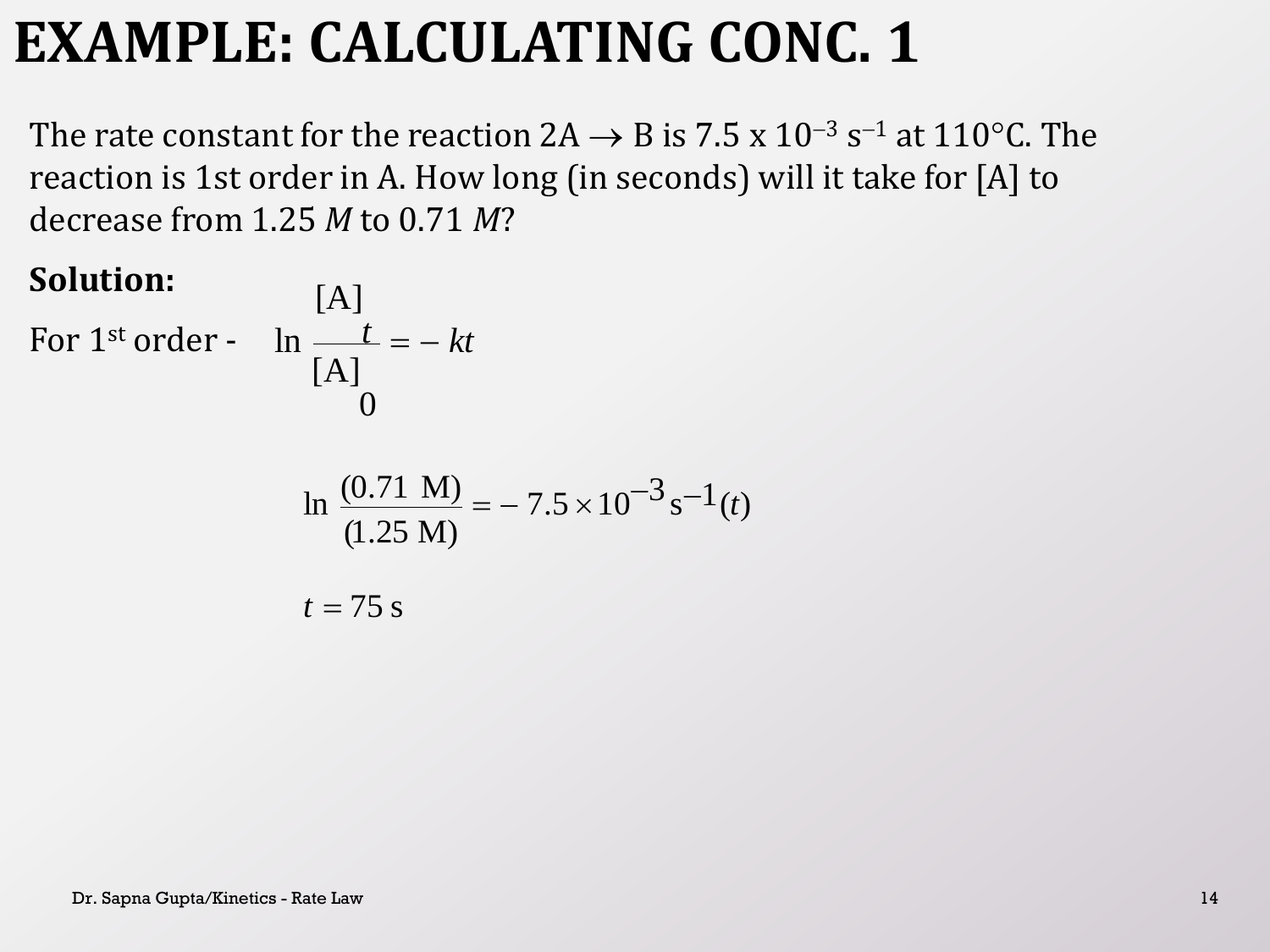# EXAMPLE: CALCULATING CONC. 1

The rate constant for the reaction $2A \rightarrow B$ is $7.5 \times 10^{-3}\ s^{-1}$ at 110°C. The reaction is 1st order in A. How long (in seconds) will it take for [A] to decrease from 1.25 *M* to 0.71 *M*?

**Solution:**

For 1st order -

$$\ln \frac{[A]_t}{[A]_0} = -kt$$

$$\ln \frac{(0.71\ \text{M})}{(1.25\ \text{M})} = -7.5 \times 10^{-3}\ \text{s}^{-1}(t)$$

$$t = 75\ \text{s}$$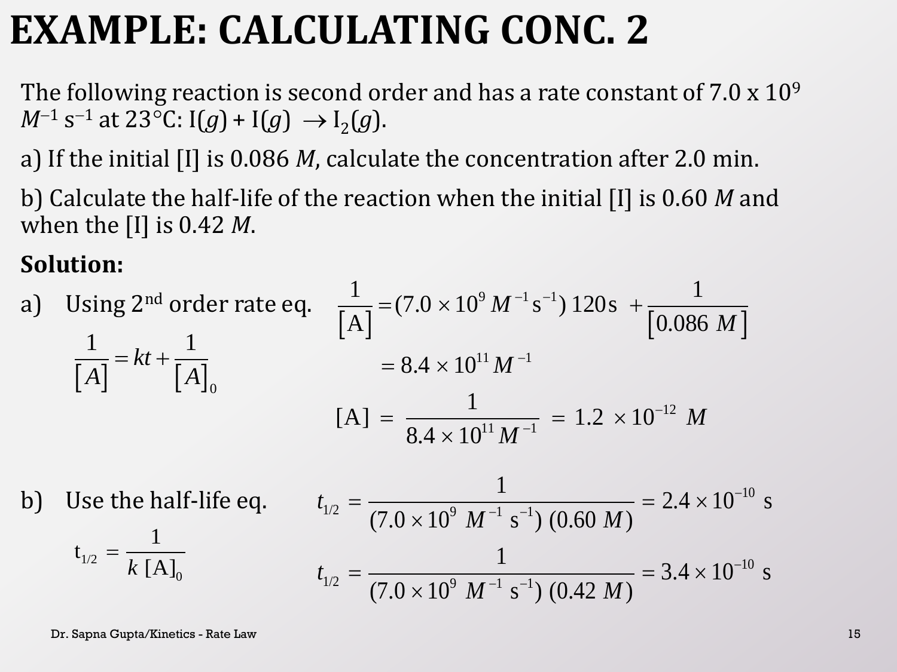# EXAMPLE: CALCULATING CONC. 2

The following reaction is second order and has a rate constant of $7.0 \times 10^{9}$ $M^{-1}$ $s^{-1}$ at 23°C: $I(g) + I(g) \rightarrow I_2(g)$.

a) If the initial [I] is 0.086 *M*, calculate the concentration after 2.0 min.

b) Calculate the half-life of the reaction when the initial [I] is 0.60 *M* and when the [I] is 0.42 *M*.

**Solution:**

a) Using 2nd order rate eq.

$$\frac{1}{[A]} = kt + \frac{1}{[A]_0}$$

$$\frac{1}{[\mathrm{A}]} = (7.0 \times 10^{9}\ M^{-1}\mathrm{s}^{-1})\ 120\,\mathrm{s} + \frac{1}{[0.086\ M]}$$

$$= 8.4 \times 10^{11}\ M^{-1}$$

$$[\mathrm{A}] = \frac{1}{8.4 \times 10^{11}\ M^{-1}} = 1.2 \times 10^{-12}\ M$$

b) Use the half-life eq.

$$t_{1/2} = \frac{1}{k\ [\mathrm{A}]_0}$$

$$t_{1/2} = \frac{1}{(7.0 \times 10^{9}\ M^{-1}\ \mathrm{s}^{-1})\ (0.60\ M)} = 2.4 \times 10^{-10}\ \mathrm{s}$$

$$t_{1/2} = \frac{1}{(7.0 \times 10^{9}\ M^{-1}\ \mathrm{s}^{-1})\ (0.42\ M)} = 3.4 \times 10^{-10}\ \mathrm{s}$$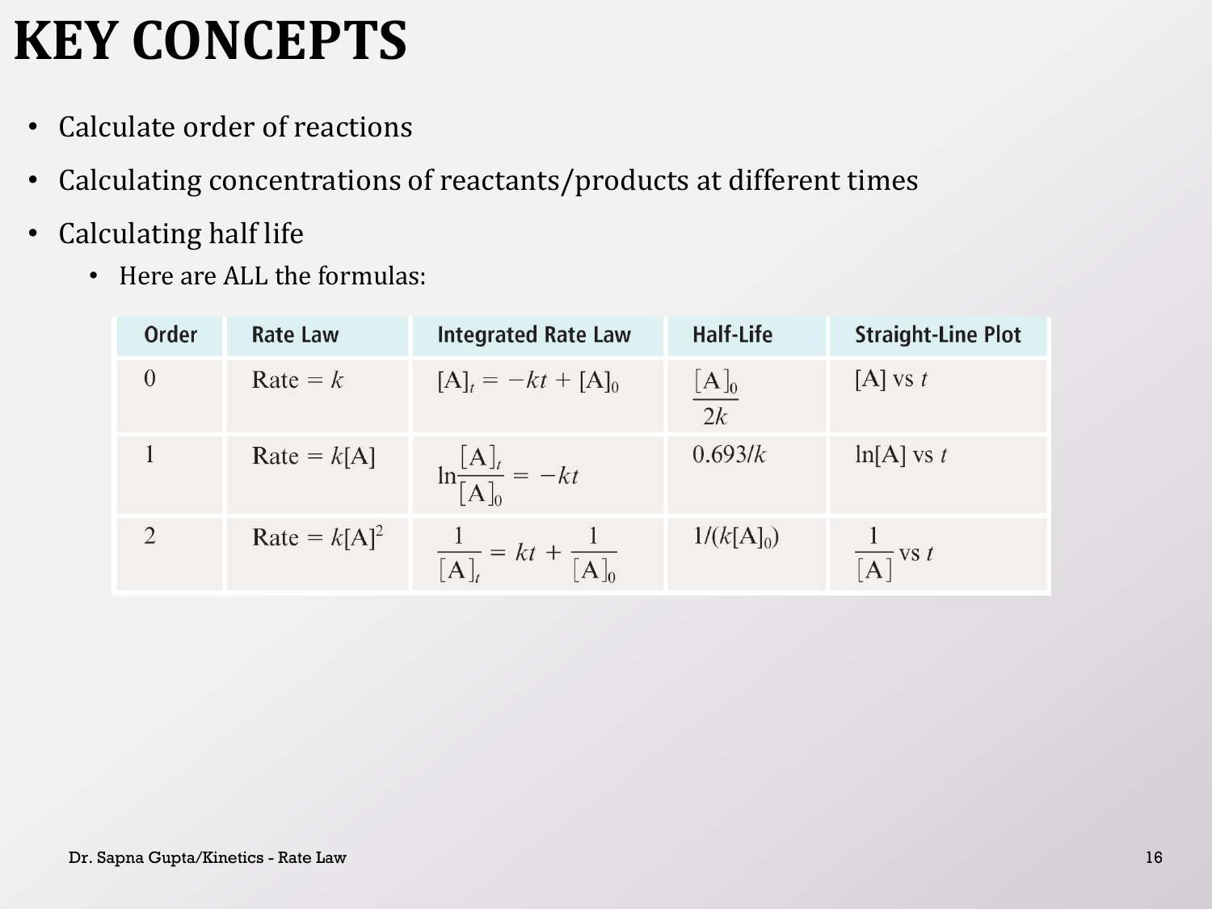# KEY CONCEPTS

- Calculate order of reactions
- Calculating concentrations of reactants/products at different times
- Calculating half life
  - Here are ALL the formulas:

| Order | Rate Law | Integrated Rate Law | Half-Life | Straight-Line Plot |
|---|---|---|---|---|
| 0 | Rate $= k$ | $[A]_t = -kt + [A]_0$ | $\frac{[A]_0}{2k}$ | $[A]$ vs $t$ |
| 1 | Rate $= k[A]$ | $\ln\frac{[A]_t}{[A]_0} = -kt$ | $0.693/k$ | $\ln[A]$ vs $t$ |
| 2 | Rate $= k[A]^2$ | $\frac{1}{[A]_t} = kt + \frac{1}{[A]_0}$ | $1/(k[A]_0)$ | $\frac{1}{[A]}$ vs $t$ |